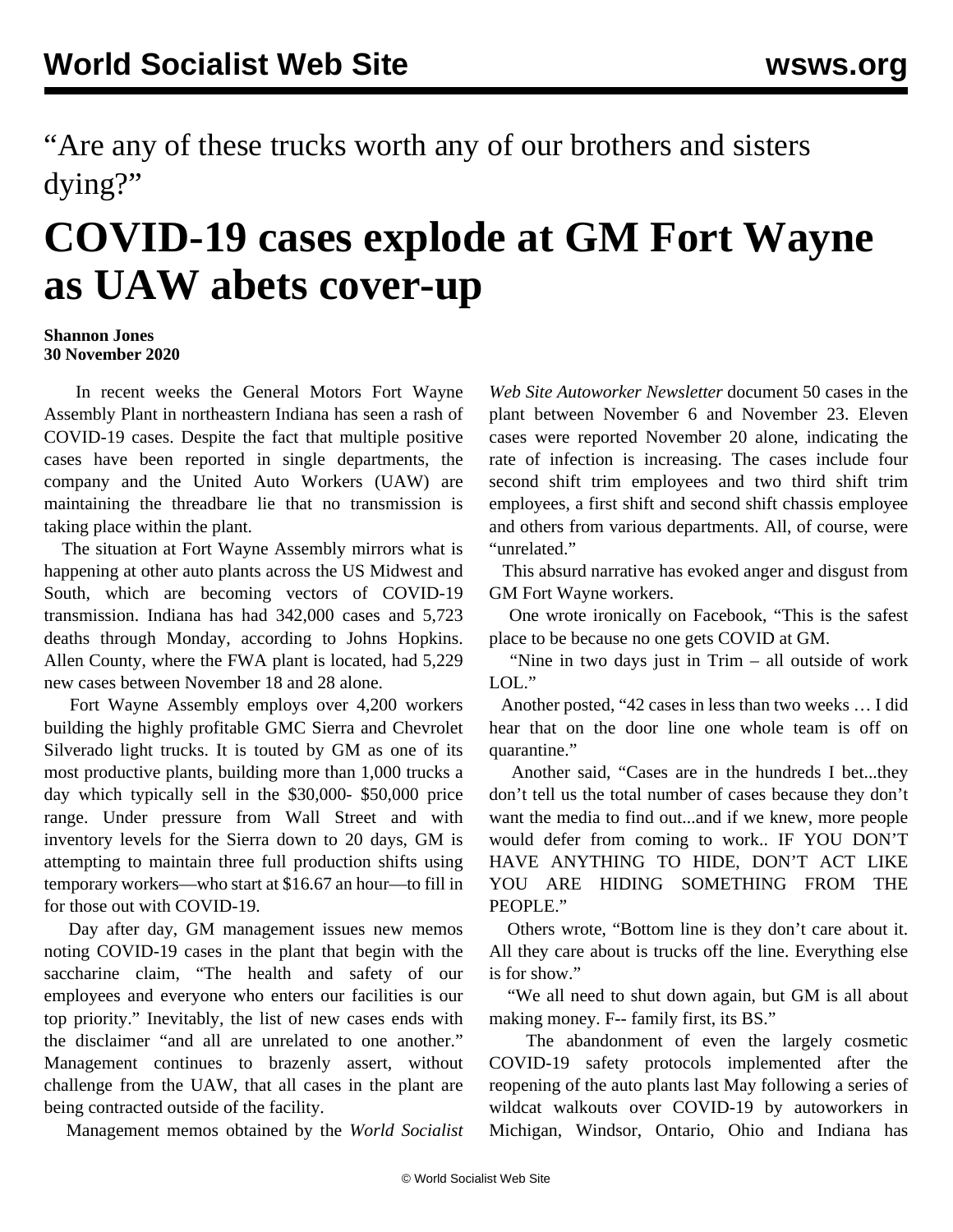“Are any of these trucks worth any of our brothers and sisters dying?”

# COVID-19 cases explode at GM Fort Wayne as UAW abets cover-up

**Shannon Jones**
**30 November 2020**

In recent weeks the General Motors Fort Wayne Assembly Plant in northeastern Indiana has seen a rash of COVID-19 cases. Despite the fact that multiple positive cases have been reported in single departments, the company and the United Auto Workers (UAW) are maintaining the threadbare lie that no transmission is taking place within the plant.

The situation at Fort Wayne Assembly mirrors what is happening at other auto plants across the US Midwest and South, which are becoming vectors of COVID-19 transmission. Indiana has had 342,000 cases and 5,723 deaths through Monday, according to Johns Hopkins. Allen County, where the FWA plant is located, had 5,229 new cases between November 18 and 28 alone.

Fort Wayne Assembly employs over 4,200 workers building the highly profitable GMC Sierra and Chevrolet Silverado light trucks. It is touted by GM as one of its most productive plants, building more than 1,000 trucks a day which typically sell in the $30,000- $50,000 price range. Under pressure from Wall Street and with inventory levels for the Sierra down to 20 days, GM is attempting to maintain three full production shifts using temporary workers—who start at $16.67 an hour—to fill in for those out with COVID-19.

Day after day, GM management issues new memos noting COVID-19 cases in the plant that begin with the saccharine claim, “The health and safety of our employees and everyone who enters our facilities is our top priority.” Inevitably, the list of new cases ends with the disclaimer “and all are unrelated to one another.” Management continues to brazenly assert, without challenge from the UAW, that all cases in the plant are being contracted outside of the facility.

Management memos obtained by the *World Socialist Web Site Autoworker Newsletter* document 50 cases in the plant between November 6 and November 23. Eleven cases were reported November 20 alone, indicating the rate of infection is increasing. The cases include four second shift trim employees and two third shift trim employees, a first shift and second shift chassis employee and others from various departments. All, of course, were “unrelated.”

This absurd narrative has evoked anger and disgust from GM Fort Wayne workers.

One wrote ironically on Facebook, “This is the safest place to be because no one gets COVID at GM.

“Nine in two days just in Trim – all outside of work LOL.”

Another posted, “42 cases in less than two weeks … I did hear that on the door line one whole team is off on quarantine.”

Another said, “Cases are in the hundreds I bet...they don’t tell us the total number of cases because they don’t want the media to find out...and if we knew, more people would defer from coming to work.. IF YOU DON’T HAVE ANYTHING TO HIDE, DON’T ACT LIKE YOU ARE HIDING SOMETHING FROM THE PEOPLE.”

Others wrote, “Bottom line is they don’t care about it. All they care about is trucks off the line. Everything else is for show.”

“We all need to shut down again, but GM is all about making money. F-- family first, its BS.”

The abandonment of even the largely cosmetic COVID-19 safety protocols implemented after the reopening of the auto plants last May following a series of wildcat walkouts over COVID-19 by autoworkers in Michigan, Windsor, Ontario, Ohio and Indiana has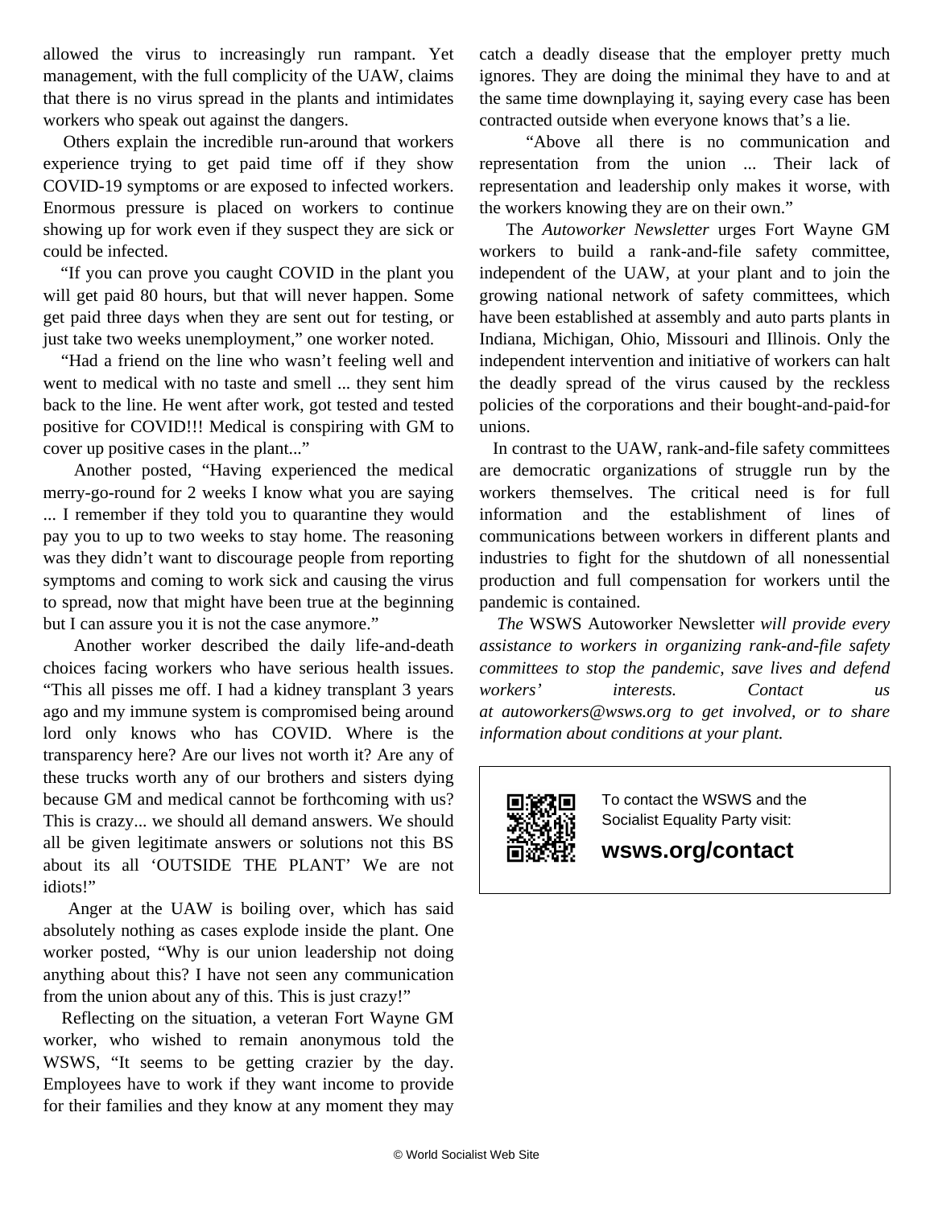allowed the virus to increasingly run rampant. Yet management, with the full complicity of the UAW, claims that there is no virus spread in the plants and intimidates workers who speak out against the dangers.

Others explain the incredible run-around that workers experience trying to get paid time off if they show COVID-19 symptoms or are exposed to infected workers. Enormous pressure is placed on workers to continue showing up for work even if they suspect they are sick or could be infected.

"If you can prove you caught COVID in the plant you will get paid 80 hours, but that will never happen. Some get paid three days when they are sent out for testing, or just take two weeks unemployment," one worker noted.

"Had a friend on the line who wasn't feeling well and went to medical with no taste and smell ... they sent him back to the line. He went after work, got tested and tested positive for COVID!!! Medical is conspiring with GM to cover up positive cases in the plant..."

Another posted, "Having experienced the medical merry-go-round for 2 weeks I know what you are saying ... I remember if they told you to quarantine they would pay you to up to two weeks to stay home. The reasoning was they didn't want to discourage people from reporting symptoms and coming to work sick and causing the virus to spread, now that might have been true at the beginning but I can assure you it is not the case anymore."

Another worker described the daily life-and-death choices facing workers who have serious health issues. "This all pisses me off. I had a kidney transplant 3 years ago and my immune system is compromised being around lord only knows who has COVID. Where is the transparency here? Are our lives not worth it? Are any of these trucks worth any of our brothers and sisters dying because GM and medical cannot be forthcoming with us? This is crazy... we should all demand answers. We should all be given legitimate answers or solutions not this BS about its all 'OUTSIDE THE PLANT' We are not idiots!"

Anger at the UAW is boiling over, which has said absolutely nothing as cases explode inside the plant. One worker posted, "Why is our union leadership not doing anything about this? I have not seen any communication from the union about any of this. This is just crazy!"

Reflecting on the situation, a veteran Fort Wayne GM worker, who wished to remain anonymous told the WSWS, "It seems to be getting crazier by the day. Employees have to work if they want income to provide for their families and they know at any moment they may catch a deadly disease that the employer pretty much ignores. They are doing the minimal they have to and at the same time downplaying it, saying every case has been contracted outside when everyone knows that's a lie.

"Above all there is no communication and representation from the union ... Their lack of representation and leadership only makes it worse, with the workers knowing they are on their own."

The *Autoworker Newsletter* urges Fort Wayne GM workers to build a rank-and-file safety committee, independent of the UAW, at your plant and to join the growing national network of safety committees, which have been established at assembly and auto parts plants in Indiana, Michigan, Ohio, Missouri and Illinois. Only the independent intervention and initiative of workers can halt the deadly spread of the virus caused by the reckless policies of the corporations and their bought-and-paid-for unions.

In contrast to the UAW, rank-and-file safety committees are democratic organizations of struggle run by the workers themselves. The critical need is for full information and the establishment of lines of communications between workers in different plants and industries to fight for the shutdown of all nonessential production and full compensation for workers until the pandemic is contained.

*The* WSWS Autoworker Newsletter *will provide every assistance to workers in organizing rank-and-file safety committees to stop the pandemic, save lives and defend workers' interests. Contact us at autoworkers@wsws.org to get involved, or to share information about conditions at your plant.*

To contact the WSWS and the Socialist Equality Party visit:

**wsws.org/contact**